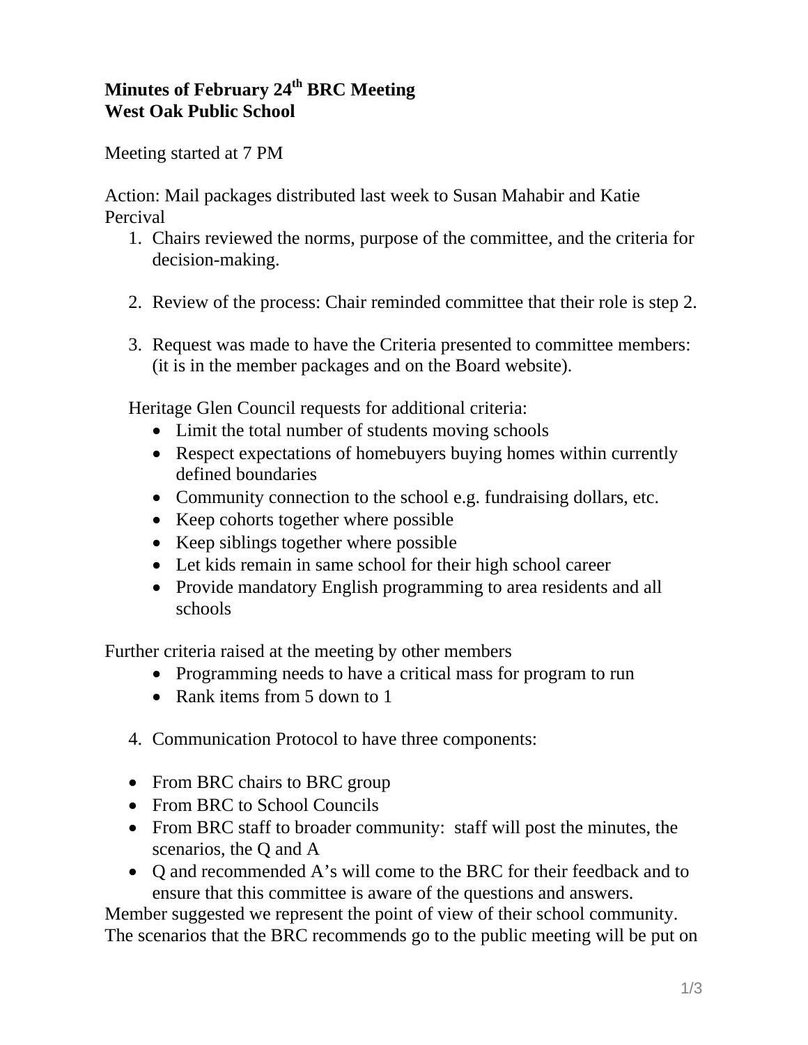**Minutes of February 24th BRC Meeting**
**West Oak Public School**

Meeting started at 7 PM

Action: Mail packages distributed last week to Susan Mahabir and Katie Percival

1. Chairs reviewed the norms, purpose of the committee, and the criteria for decision-making.

2. Review of the process: Chair reminded committee that their role is step 2.

3. Request was made to have the Criteria presented to committee members: (it is in the member packages and on the Board website).

   Heritage Glen Council requests for additional criteria:
   - Limit the total number of students moving schools
   - Respect expectations of homebuyers buying homes within currently defined boundaries
   - Community connection to the school e.g. fundraising dollars, etc.
   - Keep cohorts together where possible
   - Keep siblings together where possible
   - Let kids remain in same school for their high school career
   - Provide mandatory English programming to area residents and all schools

Further criteria raised at the meeting by other members
   - Programming needs to have a critical mass for program to run
   - Rank items from 5 down to 1

4. Communication Protocol to have three components:

- From BRC chairs to BRC group
- From BRC to School Councils
- From BRC staff to broader community: staff will post the minutes, the scenarios, the Q and A
- Q and recommended A's will come to the BRC for their feedback and to ensure that this committee is aware of the questions and answers.

Member suggested we represent the point of view of their school community. The scenarios that the BRC recommends go to the public meeting will be put on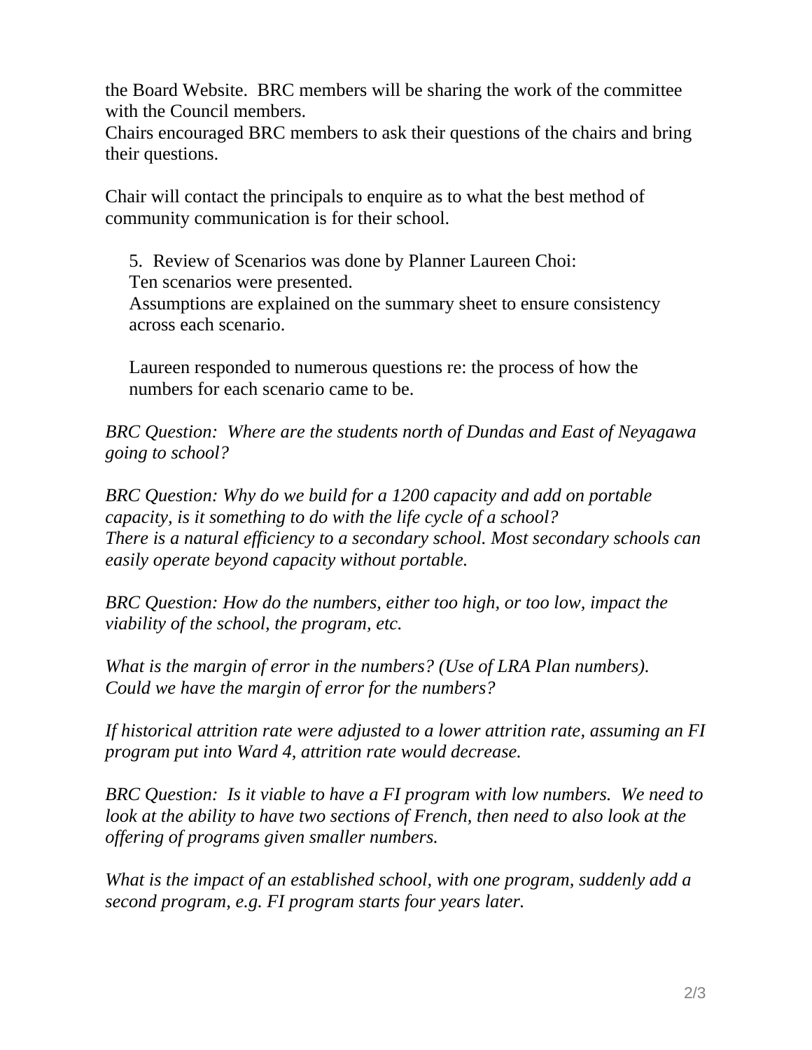the Board Website. BRC members will be sharing the work of the committee with the Council members.
Chairs encouraged BRC members to ask their questions of the chairs and bring their questions.

Chair will contact the principals to enquire as to what the best method of community communication is for their school.

5. Review of Scenarios was done by Planner Laureen Choi:
   Ten scenarios were presented.
   Assumptions are explained on the summary sheet to ensure consistency across each scenario.

   Laureen responded to numerous questions re: the process of how the numbers for each scenario came to be.

*BRC Question: Where are the students north of Dundas and East of Neyagawa going to school?*

*BRC Question: Why do we build for a 1200 capacity and add on portable capacity, is it something to do with the life cycle of a school?*
*There is a natural efficiency to a secondary school. Most secondary schools can easily operate beyond capacity without portable.*

*BRC Question: How do the numbers, either too high, or too low, impact the viability of the school, the program, etc.*

*What is the margin of error in the numbers? (Use of LRA Plan numbers). Could we have the margin of error for the numbers?*

*If historical attrition rate were adjusted to a lower attrition rate, assuming an FI program put into Ward 4, attrition rate would decrease.*

*BRC Question: Is it viable to have a FI program with low numbers. We need to look at the ability to have two sections of French, then need to also look at the offering of programs given smaller numbers.*

*What is the impact of an established school, with one program, suddenly add a second program, e.g. FI program starts four years later.*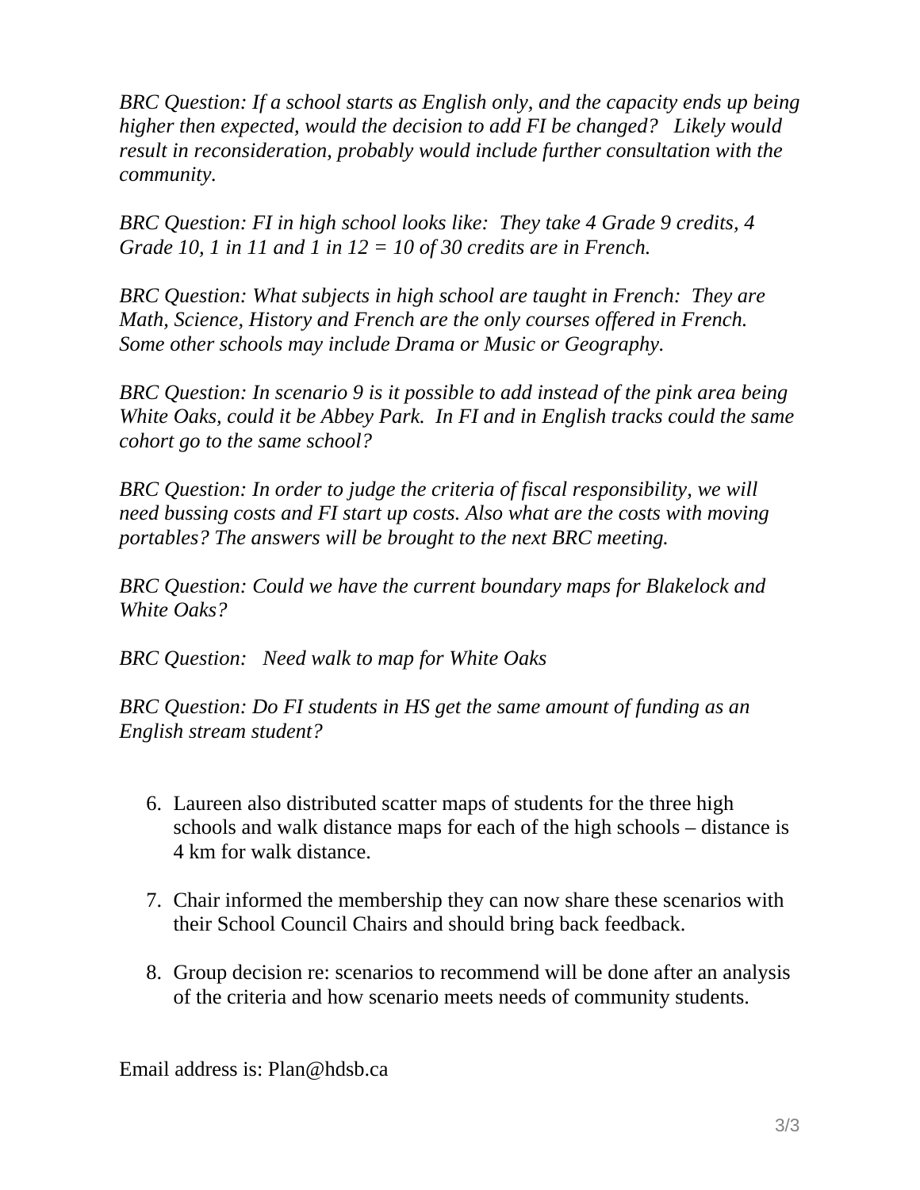*BRC Question: If a school starts as English only, and the capacity ends up being higher then expected, would the decision to add FI be changed? Likely would result in reconsideration, probably would include further consultation with the community.*

*BRC Question: FI in high school looks like: They take 4 Grade 9 credits, 4 Grade 10, 1 in 11 and 1 in 12 = 10 of 30 credits are in French.*

*BRC Question: What subjects in high school are taught in French: They are Math, Science, History and French are the only courses offered in French. Some other schools may include Drama or Music or Geography.*

*BRC Question: In scenario 9 is it possible to add instead of the pink area being White Oaks, could it be Abbey Park. In FI and in English tracks could the same cohort go to the same school?*

*BRC Question: In order to judge the criteria of fiscal responsibility, we will need bussing costs and FI start up costs. Also what are the costs with moving portables? The answers will be brought to the next BRC meeting.*

*BRC Question: Could we have the current boundary maps for Blakelock and White Oaks?*

*BRC Question: Need walk to map for White Oaks*

*BRC Question: Do FI students in HS get the same amount of funding as an English stream student?*

6. Laureen also distributed scatter maps of students for the three high schools and walk distance maps for each of the high schools – distance is 4 km for walk distance.

7. Chair informed the membership they can now share these scenarios with their School Council Chairs and should bring back feedback.

8. Group decision re: scenarios to recommend will be done after an analysis of the criteria and how scenario meets needs of community students.

Email address is: Plan@hdsb.ca